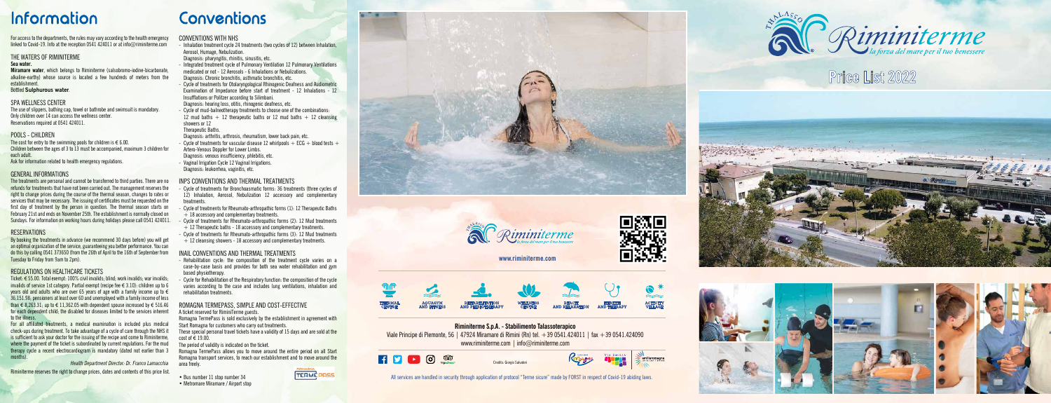# Information

For access to the departments, the rules may vary according to the health emergency linked to Covid-19. Info at the reception 0541 424011 or at info@riminiterme.com

## THE WATERS OF RIMINITERME

**Sea water.**

**Miramare water**, which belongs to Riminiterme (salsobromo-iodine-bicarbonate, alkaline-earthy) whose source is located a few hundreds of meters from the establishment.

Bottled **Sulphurous water**.

## SPA WELLNESS CENTER

The use of slippers, bathing cap, towel or bathrobe and swimsuit is mandatory. Only children over 14 can access the wellness center.
Reservations required at 0541 424011.

## POOLS - CHILDREN

The cost for entry to the swimming pools for children is € 6.00.
Children between the ages of 3 to 13 must be accompanied, maximum 3 children for each adult.
Ask for information related to health emergency regulations.

## GENERAL INFORMATIONS

The treatments are personal and cannot be transferred to third parties. There are no refunds for treatments that have not been carried out. The management reserves the right to change prices during the course of the thermal season, changes to rates or services that may be necessary. The issuing of certificates must be requested on the first day of treatment by the person in question. The thermal season starts on February 21st and ends on November 25th. The establishment is normally closed on Sundays. For information on working hours during holidays please call 0541 424011.

## RESERVATIONS

By booking the treatments in advance (we recommend 30 days before) you will get an optimal organization of the service, guaranteeing you better performance. You can do this by calling 0541 373650 (from the 26th of April to the 16th of September from Tuesday to Friday from 9am to 2pm).

## REGULATIONS ON HEALTHCARE TICKETS

Ticket: € 55.00. Total exempt: 100% civil invalids; blind; work invalids; war invalids; invalids of service 1st category. Partial exempt (recipe fee € 3.10): children up to 6 years old and adults who are over 65 years of age with a family income up to € 36,151.98; pensioners at least over 60 and unemployed with a family income of less than € 8,263.31; up to € 11,362.05 with dependent spouse increased by € 516.46 for each dependent child; the disabled for diseases limited to the services inherent to the illness.

For all affiliated treatments, a medical examination is included plus medical check-ups during treatment. To take advantage of a cycle of care through the NHS it is sufficient to ask your doctor for the issuing of the recipe and come to Riminiterme, where the payment of the ticket is subordinated by current regulations. For the mud therapy cycle a recent electrocardiogram is mandatory (dated not earlier than 3 months).

*Health Department Director: Dr. Franco Lamacchia*

Riminiterme reserves the right to change prices, dates and contents of this price list.

# Conventions

## CONVENTIONS WITH NHS

- Inhalation treatment cycle 24 treatments (two cycles of 12) between Inhalation, Aerosol, Humage, Nebulization.
  Diagnosis: pharyngitis, rhinitis, sinusitis, etc.
- Integrated treatment cycle of Pulmonary Ventilation 12 Pulmonary Ventilations medicated or not - 12 Aerosols - 6 Inhalations or Nebulizations.
  Diagnosis: Chronic bronchitis, asthmatic bronchitis, etc.
- Cycle of treatments for Otolaryngological Rhinogenic Deafness and Audiometric Examination of Impedance before start of treatment - 12 Inhalations - 12 Insufflations or Politzer according to Silimbani.
  Diagnosis: hearing loss, otitis, rhinogenic deafness, etc.
- Cycle of mud-balneotherapy treatments to choose one of the combinations: 12 mud baths + 12 therapeutic baths or 12 mud baths + 12 cleansing showers or 12 Therapeutic Baths.
  Diagnosis: arthritis, arthrosis, rheumatism, lower back pain, etc.
- Cycle of treatments for vascular disease 12 whirlpools + ECG + blood tests + Artero-Venous Doppler for Lower Limbs.
  Diagnosis: venous insufficiency, phlebitis, etc.
- Vaginal Irrigation Cycle 12 Vaginal Irrigations.
  Diagnosis: leukorrhea, vaginitis, etc.

## INPS CONVENTIONS AND THERMAL TREATMENTS

- Cycle of treatments for Bronchoasmatic forms: 36 treatments (three cycles of 12) Inhalation, Aerosol, Nebulization 12 accessory and complementary treatments.
- Cycle of treatments for Rheumato-arthropathic forms (1): 12 Therapeutic Baths + 18 accessory and complementary treatments.
- Cycle of treatments for Rheumato-arthropathic forms (2): 12 Mud treatments + 12 Therapeutic baths - 18 accessory and complementary treatments.
- Cycle of treatments for Rheumato-arthropathic forms (3): 12 Mud treatments + 12 cleansing showers - 18 accessory and complementary treatments.

## INAIL CONVENTIONS AND THERMAL TREATMENTS

- Rehabilitation cycle: the composition of the treatment cycle varies on a case-by-case basis and provides for both sea water rehabilitation and gym based physiotherapy.
- Cycle for Rehabilitation of the Respiratory function: the composition of the cycle varies according to the case and includes lung ventilations, inhalation and rehabilitation treatments.

## ROMAGNA TERMEPASS, SIMPLE AND COST-EFFECTIVE

A ticket reserved for RiminiTerme guests.
Romagna TermePass is sold exclusively by the establishment in agreement with Start Romagna for customers who carry out treatments.
These special personal travel tickets have a validity of 15 days and are sold at the cost of € 19.00.
The period of validity is indicated on the ticket.
Romagna TermePass allows you to move around the entire period on all Start Romagna transport services, to reach our establishment and to move around the area freely.

- Bus number 11 stop number 34
- Metromare Miramare / Airport stop

Riminiterme — la forza del mare per il tuo benessere

www.riminiterme.com

THERMAL CENTRE · AQUAGYM AND FITNESS · REHABILITATION AND PHYSIOTHERAPY · WELLNESS CENTRE · BEACH AND RELAXATION · HEALTH AND THERAPY · ACTIVITY VILLAGE

**Riminiterme S.p.A. - Stabilimento Talassoterapico**
Viale Principe di Piemonte, 56 | 47924 Miramare di Rimini (Rn) tel. +39 0541.424011 | fax +39 0541.424090
www.riminiterme.com | info@riminiterme.com

Credits: Giorgio Salvatori

All services are handled in security through application of protocol "Terme sicure" made by FORST in respect of Covid-19 abiding laws.

# Riminiterme

*la forza del mare per il tuo benessere*

# Price List 2022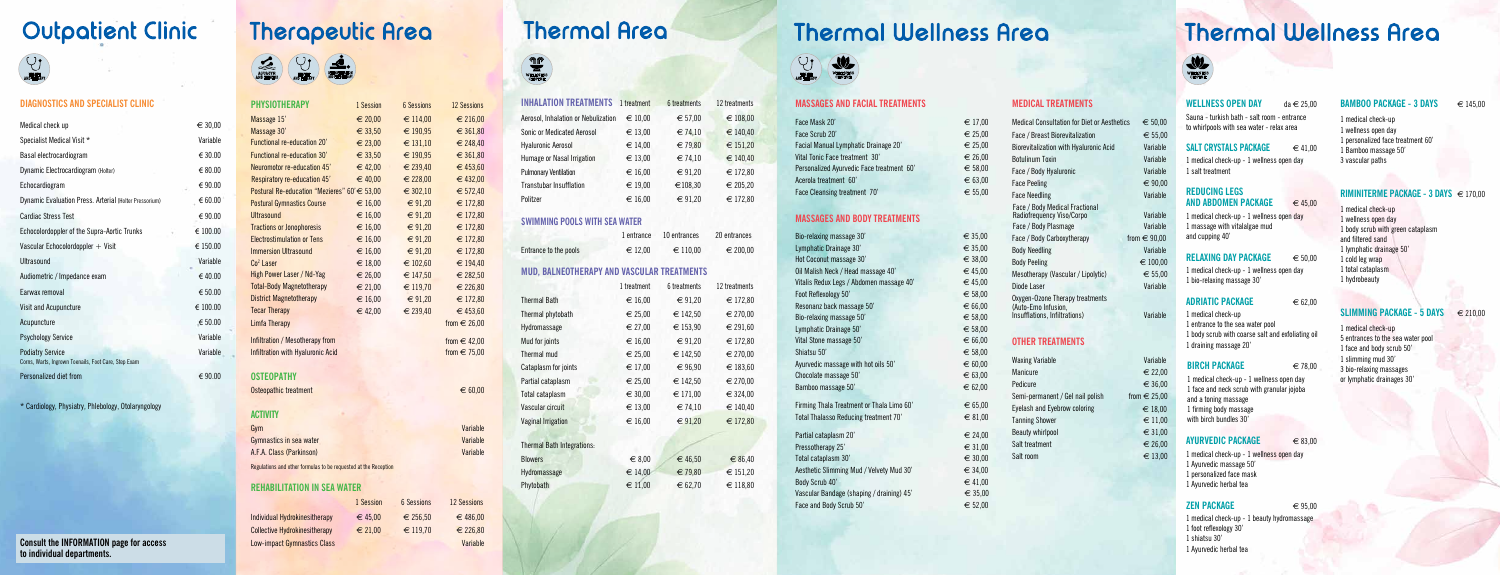# Outpatient Clinic

## DIAGNOSTICS AND SPECIALIST CLINIC

| | |
|---|---|
| Medical check up | € 30,00 |
| Specialist Medical Visit * | Variable |
| Basal electrocardiogram | € 30.00 |
| Dynamic Electrocardiogram (Holter) | € 80.00 |
| Echocardiogram | € 90.00 |
| Dynamic Evaluation Press. Arterial (Holter Pressorium) | € 60.00 |
| Cardiac Stress Test | € 90.00 |
| Echocolordoppler of the Supra-Aortic Trunks | € 100.00 |
| Vascular Echocolordoppler + Visit | € 150.00 |
| Ultrasound | Variable |
| Audiometric / Impedance exam | € 40.00 |
| Earwax removal | € 50.00 |
| Visit and Acupuncture | € 100.00 |
| Acupuncture | € 50.00 |
| Psychology Service | Variable |
| Podiatry Service<br>Corns, Warts, Ingrown Toenails, Foot Care, Step Exam | Variable |
| Personalized diet from | € 90.00 |

* Cardiology, Physiatry, Phlebology, Otolaryngology

**Consult the INFORMATION page for access to individual departments.**

# Therapeutic Area

| PHYSIOTHERAPY | 1 Session | 6 Sessions | 12 Sessions |
|---|---|---|---|
| Massage 15' | € 20,00 | € 114,00 | € 216,00 |
| Massage 30' | € 33,50 | € 190,95 | € 361,80 |
| Functional re-education 20' | € 23,00 | € 131,10 | € 248,40 |
| Functional re-education 30' | € 33,50 | € 190,95 | € 361,80 |
| Neuromotor re-education 45' | € 42,00 | € 239,40 | € 453,60 |
| Respiratory re-education 45' | € 40,00 | € 228,00 | € 432,00 |
| Postural Re-education "Mezieres" 60' | € 53,00 | € 302,10 | € 572,40 |
| Postural Gymnastics Course | € 16,00 | € 91,20 | € 172,80 |
| Ultrasound | € 16,00 | € 91,20 | € 172,80 |
| Tractions or Jonophoresis | € 16,00 | € 91,20 | € 172,80 |
| Electrostimulation or Tens | € 16,00 | € 91,20 | € 172,80 |
| Immersion Ultrasound | € 16,00 | € 91,20 | € 172,80 |
| $Co^2$ Laser | € 18,00 | € 102,60 | € 194,40 |
| High Power Laser / Nd-Yag | € 26,00 | € 147,50 | € 282,50 |
| Total-Body Magnetotherapy | € 21,00 | € 119,70 | € 226,80 |
| District Magnetotherapy | € 16,00 | € 91,20 | € 172,80 |
| Tecar Therapy | € 42,00 | € 239,40 | € 453,60 |
| Limfa Therapy | | | from € 26,00 |
| Infiltration / Mesotherapy from | | | from € 42,00 |
| Infiltration with Hyaluronic Acid | | | from € 75,00 |

## OSTEOPATHY

| | |
|---|---|
| Osteopathic treatment | € 60,00 |

## ACTIVITY

| | |
|---|---|
| Gym | Variable |
| Gymnastics in sea water | Variable |
| A.F.A. Class (Parkinson) | Variable |

Regulations and other formulas to be requested at the Reception

## REHABILITATION IN SEA WATER

| | 1 Session | 6 Sessions | 12 Sessions |
|---|---|---|---|
| Individual Hydrokinesitherapy | € 45,00 | € 256,50 | € 486,00 |
| Collective Hydrokinesitherapy | € 21,00 | € 119,70 | € 226,80 |
| Low-impact Gymnastics Class | | | Variable |

# Thermal Area

| INHALATION TREATMENTS | 1 treatment | 6 treatments | 12 treatments |
|---|---|---|---|
| Aerosol, Inhalation or Nebulization | € 10,00 | € 57,00 | € 108,00 |
| Sonic or Medicated Aerosol | € 13,00 | € 74,10 | € 140,40 |
| Hyaluronic Aerosol | € 14,00 | € 79,80 | € 151,20 |
| Humage or Nasal Irrigation | € 13,00 | € 74,10 | € 140,40 |
| Pulmonary Ventilation | € 16,00 | € 91,20 | € 172,80 |
| Transtubar Insufflation | € 19,00 | € 108,30 | € 205,20 |
| Politzer | € 16,00 | € 91,20 | € 172,80 |

## SWIMMING POOLS WITH SEA WATER

| | 1 entrance | 10 entrances | 20 entrances |
|---|---|---|---|
| Entrance to the pools | € 12,00 | € 110,00 | € 200,00 |

## MUD, BALNEOTHERAPY AND VASCULAR TREATMENTS

| | 1 treatment | 6 treatments | 12 treatments |
|---|---|---|---|
| Thermal Bath | € 16,00 | € 91,20 | € 172,80 |
| Thermal phytobath | € 25,00 | € 142,50 | € 270,00 |
| Hydromassage | € 27,00 | € 153,90 | € 291,60 |
| Mud for joints | € 16,00 | € 91,20 | € 172,80 |
| Thermal mud | € 25,00 | € 142,50 | € 270,00 |
| Cataplasm for joints | € 17,00 | € 96,90 | € 183,60 |
| Partial cataplasm | € 25,00 | € 142,50 | € 270,00 |
| Total cataplasm | € 30,00 | € 171,00 | € 324,00 |
| Vascular circuit | € 13,00 | € 74,10 | € 140,40 |
| Vaginal Irrigation | € 16,00 | € 91,20 | € 172,80 |
| **Thermal Bath Integrations:** | | | |
| Blowers | € 8,00 | € 46,50 | € 86,40 |
| Hydromassage | € 14,00 | € 79,80 | € 151,20 |
| Phytobath | € 11,00 | € 62,70 | € 118,80 |

# Thermal Wellness Area

## MASSAGES AND FACIAL TREATMENTS

| | |
|---|---|
| Face Mask 20' | € 17,00 |
| Face Scrub 20' | € 25,00 |
| Facial Manual Lymphatic Drainage 20' | € 25,00 |
| Vital Tonic Face treatment 30' | € 26,00 |
| Personalized Ayurvedic Face treatment 60' | € 58,00 |
| Acerola treatment 60' | € 63,00 |
| Face Cleansing treatment 70' | € 55,00 |

## MASSAGES AND BODY TREATMENTS

| | |
|---|---|
| Bio-relaxing massage 30' | € 35,00 |
| Lymphatic Drainage 30' | € 35,00 |
| Hot Coconut massage 30' | € 38,00 |
| Oil Malish Neck / Head massage 40' | € 45,00 |
| Vitalis Redux Legs / Abdomen massage 40' | € 45,00 |
| Foot Reflexology 50' | € 58,00 |
| Resonanz back massage 50' | € 66,00 |
| Bio-relaxing massage 50' | € 58,00 |
| Lymphatic Drainage 50' | € 58,00 |
| Vital Stone massage 50' | € 66,00 |
| Shiatsu 50' | € 58,00 |
| Ayurvedic massage with hot oils 50' | € 60,00 |
| Chocolate massage 50' | € 63,00 |
| Bamboo massage 50' | € 62,00 |
| Firming Thala Treatment or Thala Limo 60' | € 65,00 |
| Total Thalasso Reducing treatment 70' | € 81,00 |
| Partial cataplasm 20' | € 24,00 |
| Pressotherapy 25' | € 31,00 |
| Total cataplasm 30' | € 30,00 |
| Aesthetic Slimming Mud / Velvety Mud 30' | € 34,00 |
| Body Scrub 40' | € 41,00 |
| Vascular Bandage (shaping / draining) 45' | € 35,00 |
| Face and Body Scrub 50' | € 52,00 |

## MEDICAL TREATMENTS

| | |
|---|---|
| Medical Consultation for Diet or Aesthetics | € 50,00 |
| Face / Breast Biorevitalization | € 55,00 |
| Biorevitalization with Hyaluronic Acid | Variable |
| Botulinum Toxin | Variable |
| Face / Body Hyaluronic | Variable |
| Face Peeling | € 90,00 |
| Face Needling | Variable |
| Face / Body Medical Fractional Radiofrequency Viso/Corpo | Variable |
| Face / Body Plasmage | Variable |
| Face / Body Carboxytherapy | from € 90,00 |
| Body Needling | Variable |
| Body Peeling | € 100,00 |
| Mesotherapy (Vascular / Lipolytic) | € 55,00 |
| Diode Laser | Variable |
| Oxygen-Ozone Therapy treatments (Auto-Emo Infusion, Insufflations, Infiltrations) | Variable |

## OTHER TREATMENTS

| | |
|---|---|
| Waxing Variable | Variable |
| Manicure | € 22,00 |
| Pedicure | € 36,00 |
| Semi-permanent / Gel nail polish | from € 25,00 |
| Eyelash and Eyebrow coloring | € 18,00 |
| Tanning Shower | € 11,00 |
| Beauty whirlpool | € 31,00 |
| Salt treatment | € 26,00 |
| Salt room | € 13,00 |

# Thermal Wellness Area

**WELLNESS OPEN DAY** da € 25,00
Sauna - turkish bath - salt room - entrance to whirlpools with sea water - relax area

**SALT CRYSTALS PACKAGE** € 41,00
1 medical check-up - 1 wellness open day
1 salt treatment

**REDUCING LEGS AND ABDOMEN PACKAGE** € 45,00
1 medical check-up - 1 wellness open day
1 massage with vitalalgae mud and cupping 40'

**RELAXING DAY PACKAGE** € 50,00
1 medical check-up - 1 wellness open day
1 bio-relaxing massage 30'

**ADRIATIC PACKAGE** € 62,00
1 medical check-up
1 entrance to the sea water pool
1 body scrub with coarse salt and exfoliating oil
1 draining massage 20'

**BIRCH PACKAGE** € 78,00
1 medical check-up - 1 wellness open day
1 face and neck scrub with granular jojoba and a toning massage
1 firming body massage with birch bundles 30'

**AYURVEDIC PACKAGE** € 83,00
1 medical check-up - 1 wellness open day
1 Ayurvedic massage 50'
1 personalized face mask
1 Ayurvedic herbal tea

**ZEN PACKAGE** € 95,00
1 medical check-up - 1 beauty hydromassage
1 foot reflexology 30'
1 shiatsu 30'
1 Ayurvedic herbal tea

**BAMBOO PACKAGE - 3 DAYS** € 145,00
1 medical check-up
1 wellness open day
1 personalized face treatment 60'
1 Bamboo massage 50'
3 vascular paths

**RIMINITERME PACKAGE - 3 DAYS** € 170,00
1 medical check-up
1 wellness open day
1 body scrub with green cataplasm and filtered sand
1 lymphatic drainage 50'
1 cold leg wrap
1 total cataplasm
1 hydrobeauty

**SLIMMING PACKAGE - 5 DAYS** € 210,00
1 medical check-up
5 entrances to the sea water pool
1 face and body scrub 50'
1 slimming mud 30'
3 bio-relaxing massages or lymphatic drainages 30'